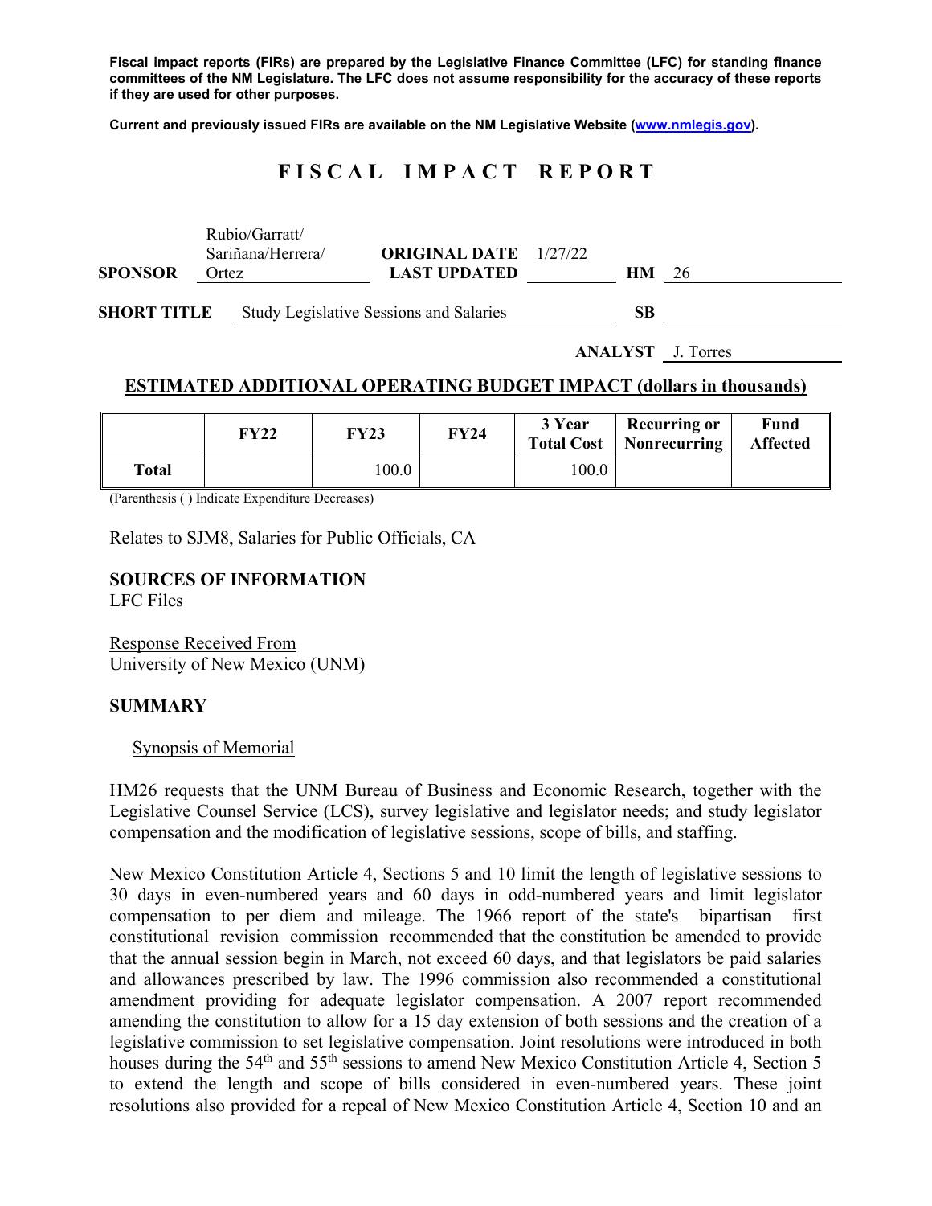**Fiscal impact reports (FIRs) are prepared by the Legislative Finance Committee (LFC) for standing finance committees of the NM Legislature. The LFC does not assume responsibility for the accuracy of these reports if they are used for other purposes.**

**Current and previously issued FIRs are available on the NM Legislative Website (www.nmlegis.gov).**

# FISCAL IMPACT REPORT

| | | | | | |
|---|---|---|---|---|---|
| **SPONSOR** | Rubio/Garratt/ Sariñana/Herrera/ Ortez | **ORIGINAL DATE** **LAST UPDATED** | 1/27/22 | **HM** | 26 |
| **SHORT TITLE** | Study Legislative Sessions and Salaries | | | **SB** | |

**ANALYST** J. Torres

## ESTIMATED ADDITIONAL OPERATING BUDGET IMPACT (dollars in thousands)

| | FY22 | FY23 | FY24 | 3 Year Total Cost | Recurring or Nonrecurring | Fund Affected |
|---|---|---|---|---|---|---|
| **Total** | | 100.0 | | 100.0 | | |

(Parenthesis ( ) Indicate Expenditure Decreases)

Relates to SJM8, Salaries for Public Officials, CA

### SOURCES OF INFORMATION
LFC Files

Response Received From
University of New Mexico (UNM)

### SUMMARY

Synopsis of Memorial

HM26 requests that the UNM Bureau of Business and Economic Research, together with the Legislative Counsel Service (LCS), survey legislative and legislator needs; and study legislator compensation and the modification of legislative sessions, scope of bills, and staffing.

New Mexico Constitution Article 4, Sections 5 and 10 limit the length of legislative sessions to 30 days in even-numbered years and 60 days in odd-numbered years and limit legislator compensation to per diem and mileage. The 1966 report of the state's bipartisan first constitutional revision commission recommended that the constitution be amended to provide that the annual session begin in March, not exceed 60 days, and that legislators be paid salaries and allowances prescribed by law. The 1996 commission also recommended a constitutional amendment providing for adequate legislator compensation. A 2007 report recommended amending the constitution to allow for a 15 day extension of both sessions and the creation of a legislative commission to set legislative compensation. Joint resolutions were introduced in both houses during the 54th and 55th sessions to amend New Mexico Constitution Article 4, Section 5 to extend the length and scope of bills considered in even-numbered years. These joint resolutions also provided for a repeal of New Mexico Constitution Article 4, Section 10 and an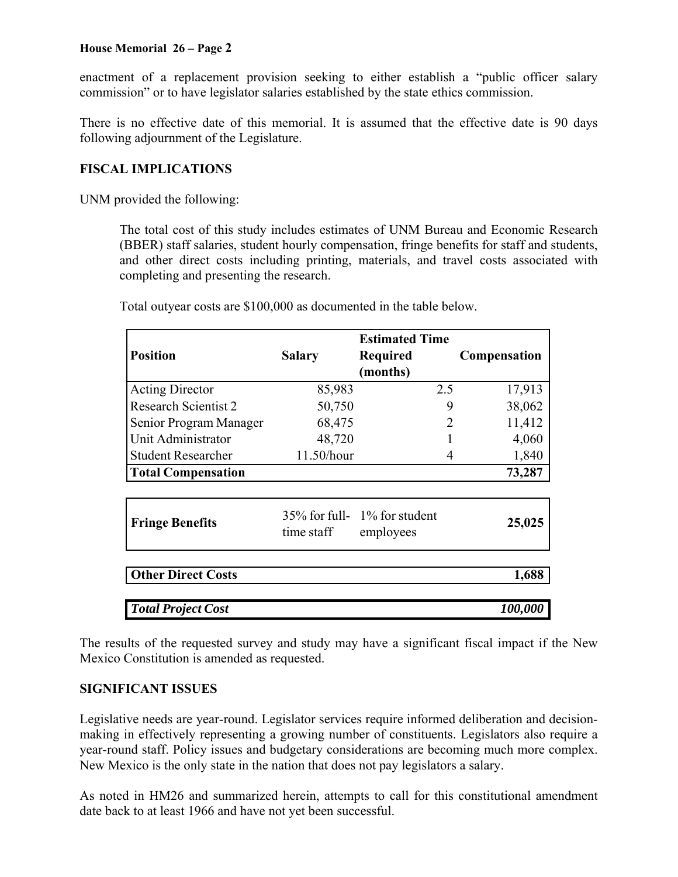enactment of a replacement provision seeking to either establish a "public officer salary commission" or to have legislator salaries established by the state ethics commission.

There is no effective date of this memorial. It is assumed that the effective date is 90 days following adjournment of the Legislature.

**FISCAL IMPLICATIONS**

UNM provided the following:

> The total cost of this study includes estimates of UNM Bureau and Economic Research (BBER) staff salaries, student hourly compensation, fringe benefits for staff and students, and other direct costs including printing, materials, and travel costs associated with completing and presenting the research.
>
> Total outyear costs are $100,000 as documented in the table below.

| Position | Salary | Estimated Time Required (months) | Compensation |
|---|---|---|---|
| Acting Director | 85,983 | 2.5 | 17,913 |
| Research Scientist 2 | 50,750 | 9 | 38,062 |
| Senior Program Manager | 68,475 | 2 | 11,412 |
| Unit Administrator | 48,720 | 1 | 4,060 |
| Student Researcher | 11.50/hour | 4 | 1,840 |
| **Total Compensation** | | | **73,287** |
| **Fringe Benefits** | 35% for full-time staff | 1% for student employees | **25,025** |
| **Other Direct Costs** | | | **1,688** |
| ***Total Project Cost*** | | | ***100,000*** |

The results of the requested survey and study may have a significant fiscal impact if the New Mexico Constitution is amended as requested.

**SIGNIFICANT ISSUES**

Legislative needs are year-round. Legislator services require informed deliberation and decision-making in effectively representing a growing number of constituents. Legislators also require a year-round staff. Policy issues and budgetary considerations are becoming much more complex. New Mexico is the only state in the nation that does not pay legislators a salary.

As noted in HM26 and summarized herein, attempts to call for this constitutional amendment date back to at least 1966 and have not yet been successful.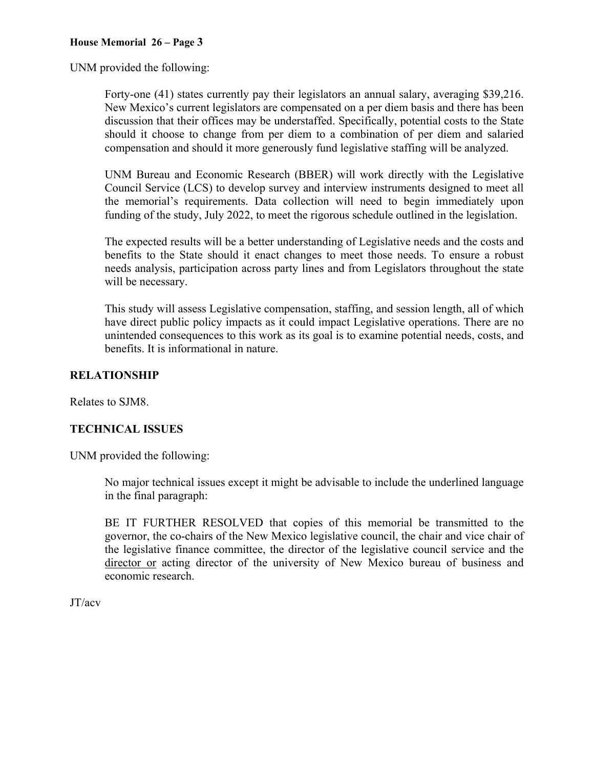UNM provided the following:

> Forty-one (41) states currently pay their legislators an annual salary, averaging $39,216. New Mexico's current legislators are compensated on a per diem basis and there has been discussion that their offices may be understaffed. Specifically, potential costs to the State should it choose to change from per diem to a combination of per diem and salaried compensation and should it more generously fund legislative staffing will be analyzed.
>
> UNM Bureau and Economic Research (BBER) will work directly with the Legislative Council Service (LCS) to develop survey and interview instruments designed to meet all the memorial's requirements. Data collection will need to begin immediately upon funding of the study, July 2022, to meet the rigorous schedule outlined in the legislation.
>
> The expected results will be a better understanding of Legislative needs and the costs and benefits to the State should it enact changes to meet those needs. To ensure a robust needs analysis, participation across party lines and from Legislators throughout the state will be necessary.
>
> This study will assess Legislative compensation, staffing, and session length, all of which have direct public policy impacts as it could impact Legislative operations. There are no unintended consequences to this work as its goal is to examine potential needs, costs, and benefits. It is informational in nature.

## RELATIONSHIP

Relates to SJM8.

## TECHNICAL ISSUES

UNM provided the following:

> No major technical issues except it might be advisable to include the underlined language in the final paragraph:
>
> BE IT FURTHER RESOLVED that copies of this memorial be transmitted to the governor, the co-chairs of the New Mexico legislative council, the chair and vice chair of the legislative finance committee, the director of the legislative council service and the <u>director or</u> acting director of the university of New Mexico bureau of business and economic research.

JT/acv